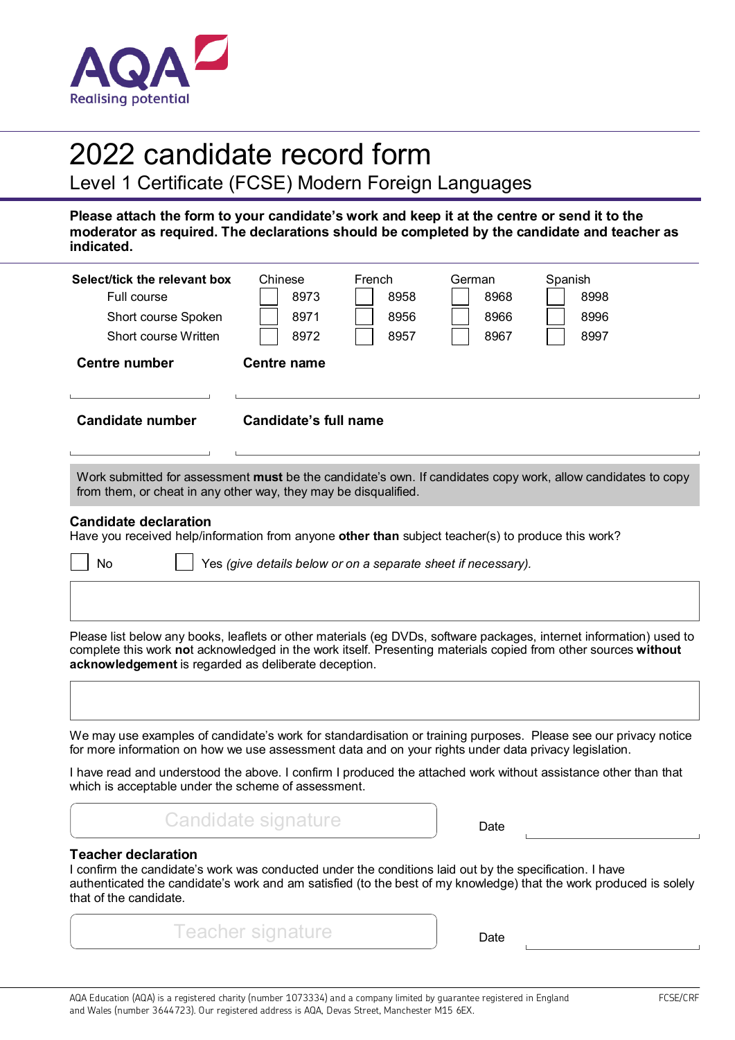AQA
Realising potential

# 2022 candidate record form

## Level 1 Certificate (FCSE) Modern Foreign Languages

**Please attach the form to your candidate's work and keep it at the centre or send it to the moderator as required. The declarations should be completed by the candidate and teacher as indicated.**

| **Select/tick the relevant box** | Chinese | French | German | Spanish |
|---|---|---|---|---|
| Full course | ☐ 8973 | ☐ 8958 | ☐ 8968 | ☐ 8998 |
| Short course Spoken | ☐ 8971 | ☐ 8956 | ☐ 8966 | ☐ 8996 |
| Short course Written | ☐ 8972 | ☐ 8957 | ☐ 8967 | ☐ 8997 |

**Centre number** ____________ **Centre name** ____________________________

**Candidate number** ____________ **Candidate's full name** ____________________________

Work submitted for assessment **must** be the candidate's own. If candidates copy work, allow candidates to copy from them, or cheat in any other way, they may be disqualified.

### Candidate declaration

Have you received help/information from anyone **other than** subject teacher(s) to produce this work?

☐ No ☐ Yes *(give details below or on a separate sheet if necessary).*

Please list below any books, leaflets or other materials (eg DVDs, software packages, internet information) used to complete this work **no**t acknowledged in the work itself. Presenting materials copied from other sources **without acknowledgement** is regarded as deliberate deception.

We may use examples of candidate's work for standardisation or training purposes. Please see our privacy notice for more information on how we use assessment data and on your rights under data privacy legislation.

I have read and understood the above. I confirm I produced the attached work without assistance other than that which is acceptable under the scheme of assessment.

Candidate signature ____________________ Date ____________

### Teacher declaration

I confirm the candidate's work was conducted under the conditions laid out by the specification. I have authenticated the candidate's work and am satisfied (to the best of my knowledge) that the work produced is solely that of the candidate.

Teacher signature ____________________ Date ____________

AQA Education (AQA) is a registered charity (number 1073334) and a company limited by guarantee registered in England and Wales (number 3644723). Our registered address is AQA, Devas Street, Manchester M15 6EX.

FCSE/CRF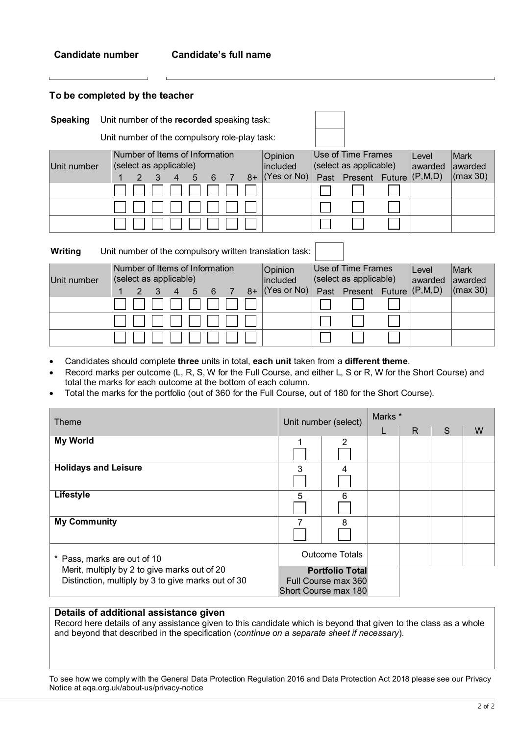**Candidate number** **Candidate's full name**

### To be completed by the teacher

**Speaking** Unit number of the **recorded** speaking task:

Unit number of the compulsory role-play task:

| Unit number | Number of Items of Information (select as applicable) | | | | | | | | Opinion included (Yes or No) | Use of Time Frames (select as applicable) | | | Level awarded (P,M,D) | Mark awarded (max 30) |
|---|---|---|---|---|---|---|---|---|---|---|---|---|---|---|
| | 1 | 2 | 3 | 4 | 5 | 6 | 7 | 8+ | | Past | Present | Future | | |
| | ☐ | ☐ | ☐ | ☐ | ☐ | ☐ | ☐ | ☐ | | ☐ | ☐ | ☐ | | |
| | ☐ | ☐ | ☐ | ☐ | ☐ | ☐ | ☐ | ☐ | | ☐ | ☐ | ☐ | | |
| | ☐ | ☐ | ☐ | ☐ | ☐ | ☐ | ☐ | ☐ | | ☐ | ☐ | ☐ | | |

**Writing** Unit number of the compulsory written translation task:

| Unit number | Number of Items of Information (select as applicable) | | | | | | | | Opinion included (Yes or No) | Use of Time Frames (select as applicable) | | | Level awarded (P,M,D) | Mark awarded (max 30) |
|---|---|---|---|---|---|---|---|---|---|---|---|---|---|---|
| | 1 | 2 | 3 | 4 | 5 | 6 | 7 | 8+ | | Past | Present | Future | | |
| | ☐ | ☐ | ☐ | ☐ | ☐ | ☐ | ☐ | ☐ | | ☐ | ☐ | ☐ | | |
| | ☐ | ☐ | ☐ | ☐ | ☐ | ☐ | ☐ | ☐ | | ☐ | ☐ | ☐ | | |
| | ☐ | ☐ | ☐ | ☐ | ☐ | ☐ | ☐ | ☐ | | ☐ | ☐ | ☐ | | |

- Candidates should complete **three** units in total, **each unit** taken from a **different theme**.
- Record marks per outcome (L, R, S, W for the Full Course, and either L, S or R, W for the Short Course) and total the marks for each outcome at the bottom of each column.
- Total the marks for the portfolio (out of 360 for the Full Course, out of 180 for the Short Course).

| Theme | Unit number (select) | | Marks * L | R | S | W |
|---|---|---|---|---|---|---|
| **My World** | 1 ☐ | 2 ☐ | | | | |
| **Holidays and Leisure** | 3 ☐ | 4 ☐ | | | | |
| **Lifestyle** | 5 ☐ | 6 ☐ | | | | |
| **My Community** | 7 ☐ | 8 ☐ | | | | |
| * Pass, marks are out of 10<br>Merit, multiply by 2 to give marks out of 20<br>Distinction, multiply by 3 to give marks out of 30 | Outcome Totals | | | | | |
| | **Portfolio Total**<br>Full Course max 360<br>Short Course max 180 | | | | | |

**Details of additional assistance given**

Record here details of any assistance given to this candidate which is beyond that given to the class as a whole and beyond that described in the specification (*continue on a separate sheet if necessary*).

To see how we comply with the General Data Protection Regulation 2016 and Data Protection Act 2018 please see our Privacy Notice at aqa.org.uk/about-us/privacy-notice